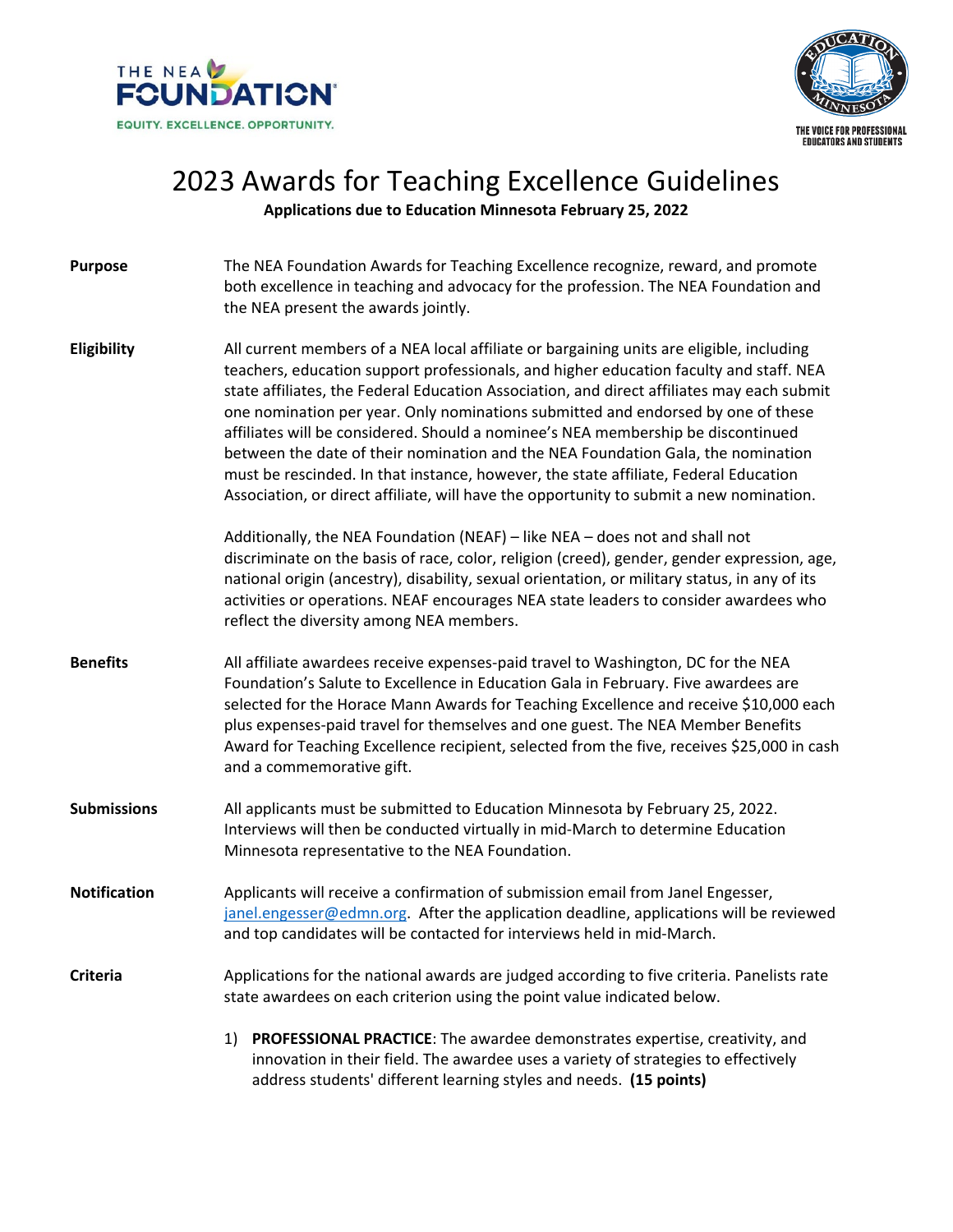# 2023 Awards for Teaching Excellence Guidelines

**Applications due to Education Minnesota February 25, 2022**

**Purpose**

The NEA Foundation Awards for Teaching Excellence recognize, reward, and promote both excellence in teaching and advocacy for the profession. The NEA Foundation and the NEA present the awards jointly.

**Eligibility**

All current members of a NEA local affiliate or bargaining units are eligible, including teachers, education support professionals, and higher education faculty and staff. NEA state affiliates, the Federal Education Association, and direct affiliates may each submit one nomination per year. Only nominations submitted and endorsed by one of these affiliates will be considered. Should a nominee's NEA membership be discontinued between the date of their nomination and the NEA Foundation Gala, the nomination must be rescinded. In that instance, however, the state affiliate, Federal Education Association, or direct affiliate, will have the opportunity to submit a new nomination.

Additionally, the NEA Foundation (NEAF) – like NEA – does not and shall not discriminate on the basis of race, color, religion (creed), gender, gender expression, age, national origin (ancestry), disability, sexual orientation, or military status, in any of its activities or operations. NEAF encourages NEA state leaders to consider awardees who reflect the diversity among NEA members.

**Benefits**

All affiliate awardees receive expenses-paid travel to Washington, DC for the NEA Foundation's Salute to Excellence in Education Gala in February. Five awardees are selected for the Horace Mann Awards for Teaching Excellence and receive $10,000 each plus expenses-paid travel for themselves and one guest. The NEA Member Benefits Award for Teaching Excellence recipient, selected from the five, receives $25,000 in cash and a commemorative gift.

**Submissions**

All applicants must be submitted to Education Minnesota by February 25, 2022. Interviews will then be conducted virtually in mid-March to determine Education Minnesota representative to the NEA Foundation.

**Notification**

Applicants will receive a confirmation of submission email from Janel Engesser, janel.engesser@edmn.org. After the application deadline, applications will be reviewed and top candidates will be contacted for interviews held in mid-March.

**Criteria**

Applications for the national awards are judged according to five criteria. Panelists rate state awardees on each criterion using the point value indicated below.

1) **PROFESSIONAL PRACTICE**: The awardee demonstrates expertise, creativity, and innovation in their field. The awardee uses a variety of strategies to effectively address students' different learning styles and needs. **(15 points)**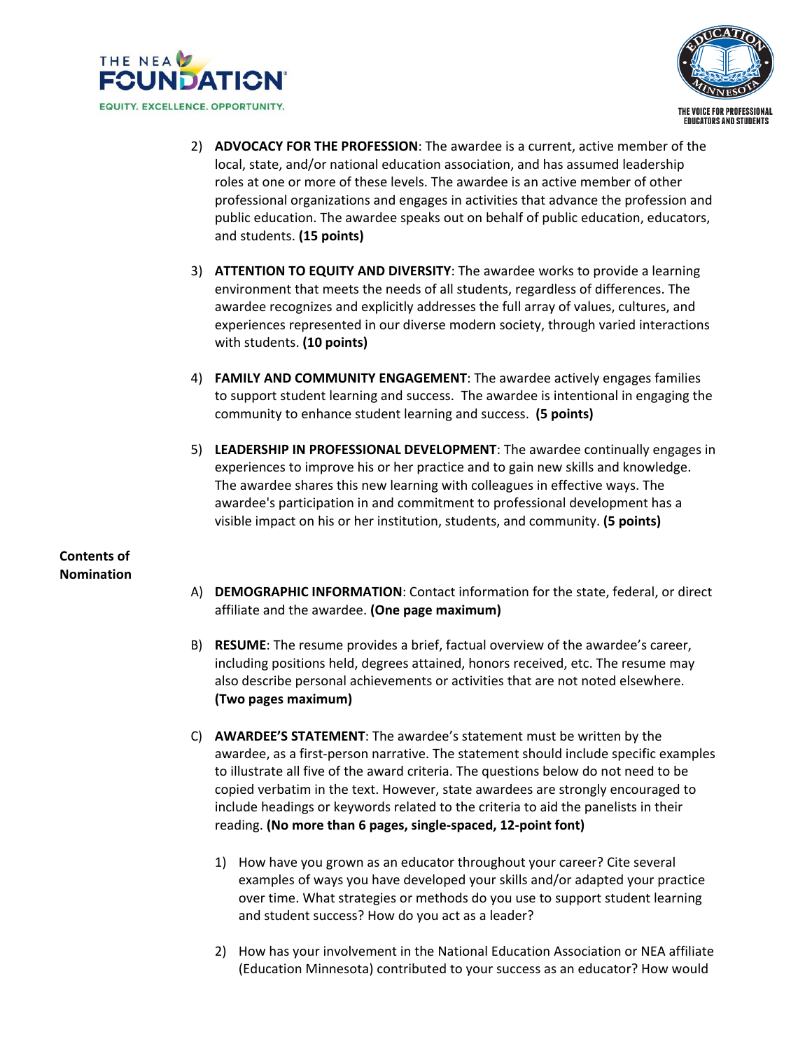2) **ADVOCACY FOR THE PROFESSION**: The awardee is a current, active member of the local, state, and/or national education association, and has assumed leadership roles at one or more of these levels. The awardee is an active member of other professional organizations and engages in activities that advance the profession and public education. The awardee speaks out on behalf of public education, educators, and students. **(15 points)**

3) **ATTENTION TO EQUITY AND DIVERSITY**: The awardee works to provide a learning environment that meets the needs of all students, regardless of differences. The awardee recognizes and explicitly addresses the full array of values, cultures, and experiences represented in our diverse modern society, through varied interactions with students. **(10 points)**

4) **FAMILY AND COMMUNITY ENGAGEMENT**: The awardee actively engages families to support student learning and success. The awardee is intentional in engaging the community to enhance student learning and success. **(5 points)**

5) **LEADERSHIP IN PROFESSIONAL DEVELOPMENT**: The awardee continually engages in experiences to improve his or her practice and to gain new skills and knowledge. The awardee shares this new learning with colleagues in effective ways. The awardee's participation in and commitment to professional development has a visible impact on his or her institution, students, and community. **(5 points)**

**Contents of Nomination**

A) **DEMOGRAPHIC INFORMATION**: Contact information for the state, federal, or direct affiliate and the awardee. **(One page maximum)**

B) **RESUME**: The resume provides a brief, factual overview of the awardee's career, including positions held, degrees attained, honors received, etc. The resume may also describe personal achievements or activities that are not noted elsewhere. **(Two pages maximum)**

C) **AWARDEE'S STATEMENT**: The awardee's statement must be written by the awardee, as a first-person narrative. The statement should include specific examples to illustrate all five of the award criteria. The questions below do not need to be copied verbatim in the text. However, state awardees are strongly encouraged to include headings or keywords related to the criteria to aid the panelists in their reading. **(No more than 6 pages, single-spaced, 12-point font)**

   1) How have you grown as an educator throughout your career? Cite several examples of ways you have developed your skills and/or adapted your practice over time. What strategies or methods do you use to support student learning and student success? How do you act as a leader?

   2) How has your involvement in the National Education Association or NEA affiliate (Education Minnesota) contributed to your success as an educator? How would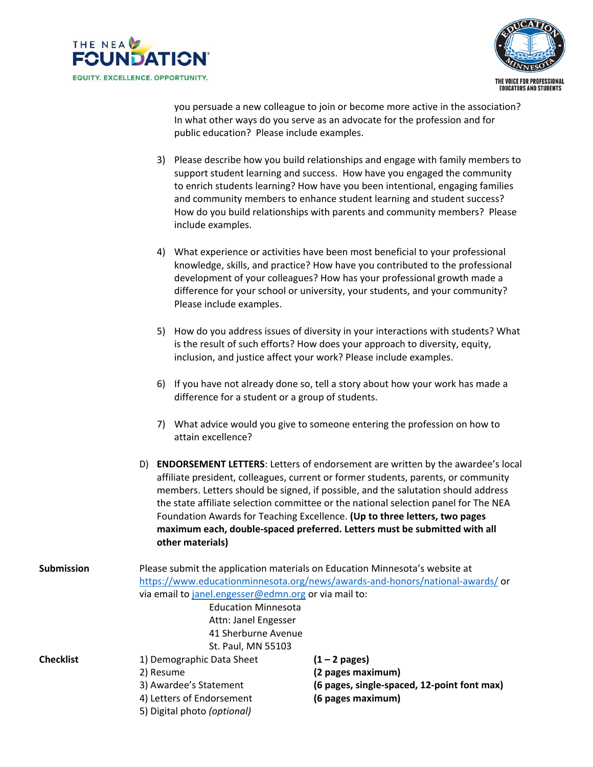you persuade a new colleague to join or become more active in the association? In what other ways do you serve as an advocate for the profession and for public education? Please include examples.

3) Please describe how you build relationships and engage with family members to support student learning and success. How have you engaged the community to enrich students learning? How have you been intentional, engaging families and community members to enhance student learning and student success? How do you build relationships with parents and community members? Please include examples.

4) What experience or activities have been most beneficial to your professional knowledge, skills, and practice? How have you contributed to the professional development of your colleagues? How has your professional growth made a difference for your school or university, your students, and your community? Please include examples.

5) How do you address issues of diversity in your interactions with students? What is the result of such efforts? How does your approach to diversity, equity, inclusion, and justice affect your work? Please include examples.

6) If you have not already done so, tell a story about how your work has made a difference for a student or a group of students.

7) What advice would you give to someone entering the profession on how to attain excellence?

D) **ENDORSEMENT LETTERS**: Letters of endorsement are written by the awardee's local affiliate president, colleagues, current or former students, parents, or community members. Letters should be signed, if possible, and the salutation should address the state affiliate selection committee or the national selection panel for The NEA Foundation Awards for Teaching Excellence. **(Up to three letters, two pages maximum each, double-spaced preferred. Letters must be submitted with all other materials)**

**Submission**

Please submit the application materials on Education Minnesota's website at https://www.educationminnesota.org/news/awards-and-honors/national-awards/ or via email to janel.engesser@edmn.org or via mail to:

Education Minnesota
Attn: Janel Engesser
41 Sherburne Avenue
St. Paul, MN 55103

**Checklist**

| | |
|---|---|
| 1) Demographic Data Sheet | **(1 – 2 pages)** |
| 2) Resume | **(2 pages maximum)** |
| 3) Awardee's Statement | **(6 pages, single-spaced, 12-point font max)** |
| 4) Letters of Endorsement | **(6 pages maximum)** |
| 5) Digital photo *(optional)* | |